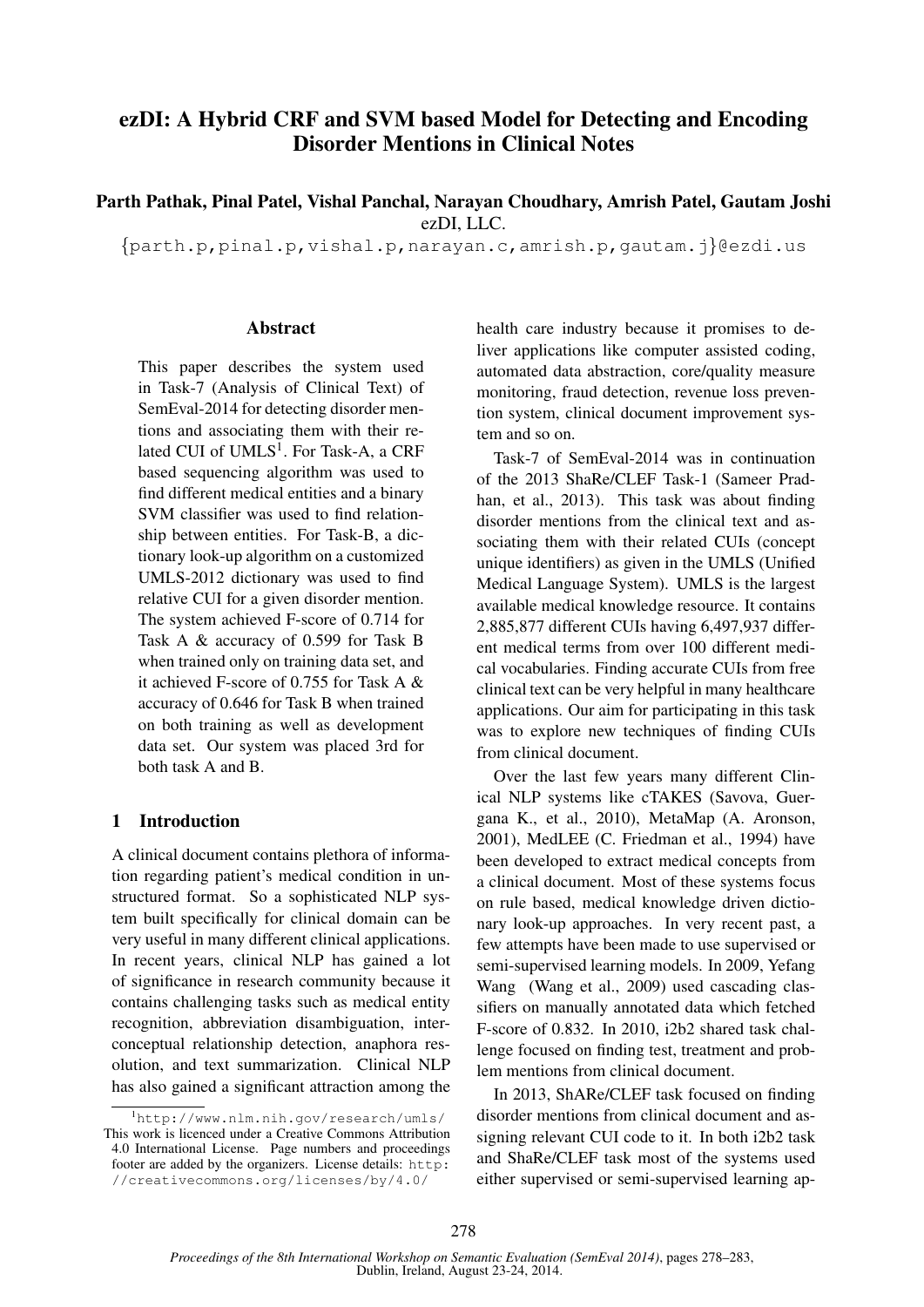# ezDI: A Hybrid CRF and SVM based Model for Detecting and Encoding Disorder Mentions in Clinical Notes

**Parth Pathak, Pinal Patel, Vishal Panchal, Narayan Choudhary, Amrish Patel, Gautam Joshi**
ezDI, LLC.
{parth.p,pinal.p,vishal.p,narayan.c,amrish.p,gautam.j}@ezdi.us

## Abstract

This paper describes the system used in Task-7 (Analysis of Clinical Text) of SemEval-2014 for detecting disorder mentions and associating them with their related CUI of UMLS[1]. For Task-A, a CRF based sequencing algorithm was used to find different medical entities and a binary SVM classifier was used to find relationship between entities. For Task-B, a dictionary look-up algorithm on a customized UMLS-2012 dictionary was used to find relative CUI for a given disorder mention. The system achieved F-score of 0.714 for Task A & accuracy of 0.599 for Task B when trained only on training data set, and it achieved F-score of 0.755 for Task A & accuracy of 0.646 for Task B when trained on both training as well as development data set. Our system was placed 3rd for both task A and B.

## 1 Introduction

A clinical document contains plethora of information regarding patient's medical condition in unstructured format. So a sophisticated NLP system built specifically for clinical domain can be very useful in many different clinical applications. In recent years, clinical NLP has gained a lot of significance in research community because it contains challenging tasks such as medical entity recognition, abbreviation disambiguation, interconceptual relationship detection, anaphora resolution, and text summarization. Clinical NLP has also gained a significant attraction among the health care industry because it promises to deliver applications like computer assisted coding, automated data abstraction, core/quality measure monitoring, fraud detection, revenue loss prevention system, clinical document improvement system and so on.

Task-7 of SemEval-2014 was in continuation of the 2013 ShaRe/CLEF Task-1 (Sameer Pradhan, et al., 2013). This task was about finding disorder mentions from the clinical text and associating them with their related CUIs (concept unique identifiers) as given in the UMLS (Unified Medical Language System). UMLS is the largest available medical knowledge resource. It contains 2,885,877 different CUIs having 6,497,937 different medical terms from over 100 different medical vocabularies. Finding accurate CUIs from free clinical text can be very helpful in many healthcare applications. Our aim for participating in this task was to explore new techniques of finding CUIs from clinical document.

Over the last few years many different Clinical NLP systems like cTAKES (Savova, Guergana K., et al., 2010), MetaMap (A. Aronson, 2001), MedLEE (C. Friedman et al., 1994) have been developed to extract medical concepts from a clinical document. Most of these systems focus on rule based, medical knowledge driven dictionary look-up approaches. In very recent past, a few attempts have been made to use supervised or semi-supervised learning models. In 2009, Yefang Wang (Wang et al., 2009) used cascading classifiers on manually annotated data which fetched F-score of 0.832. In 2010, i2b2 shared task challenge focused on finding test, treatment and problem mentions from clinical document.

In 2013, ShARe/CLEF task focused on finding disorder mentions from clinical document and assigning relevant CUI code to it. In both i2b2 task and ShaRe/CLEF task most of the systems used either supervised or semi-supervised learning ap-

[1] http://www.nlm.nih.gov/research/umls/
This work is licenced under a Creative Commons Attribution 4.0 International License. Page numbers and proceedings footer are added by the organizers. License details: http://creativecommons.org/licenses/by/4.0/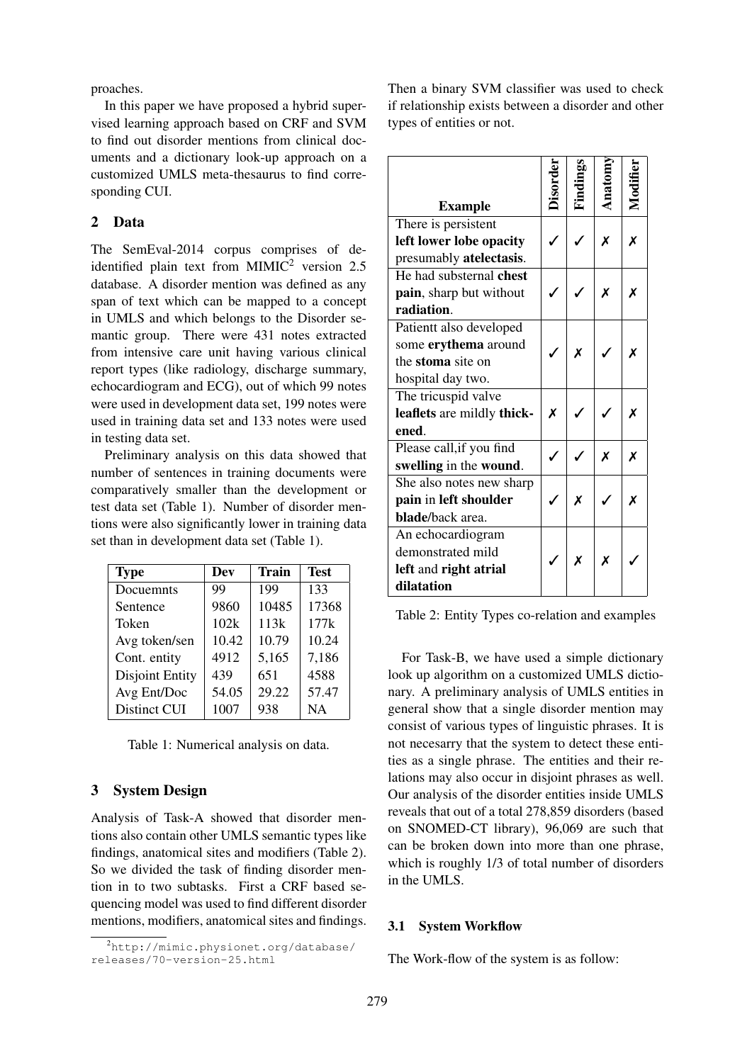proaches.

In this paper we have proposed a hybrid supervised learning approach based on CRF and SVM to find out disorder mentions from clinical documents and a dictionary look-up approach on a customized UMLS meta-thesaurus to find corresponding CUI.

## 2 Data

The SemEval-2014 corpus comprises of de-identified plain text from MIMIC[2] version 2.5 database. A disorder mention was defined as any span of text which can be mapped to a concept in UMLS and which belongs to the Disorder semantic group. There were 431 notes extracted from intensive care unit having various clinical report types (like radiology, discharge summary, echocardiogram and ECG), out of which 99 notes were used in development data set, 199 notes were used in training data set and 133 notes were used in testing data set.

Preliminary analysis on this data showed that number of sentences in training documents were comparatively smaller than the development or test data set (Table 1). Number of disorder mentions were also significantly lower in training data set than in development data set (Table 1).

| Type | Dev | Train | Test |
|---|---|---|---|
| Docuemnts | 99 | 199 | 133 |
| Sentence | 9860 | 10485 | 17368 |
| Token | 102k | 113k | 177k |
| Avg token/sen | 10.42 | 10.79 | 10.24 |
| Cont. entity | 4912 | 5,165 | 7,186 |
| Disjoint Entity | 439 | 651 | 4588 |
| Avg Ent/Doc | 54.05 | 29.22 | 57.47 |
| Distinct CUI | 1007 | 938 | NA |

Table 1: Numerical analysis on data.

## 3 System Design

Analysis of Task-A showed that disorder mentions also contain other UMLS semantic types like findings, anatomical sites and modifiers (Table 2). So we divided the task of finding disorder mention in to two subtasks. First a CRF based sequencing model was used to find different disorder mentions, modifiers, anatomical sites and findings. Then a binary SVM classifier was used to check if relationship exists between a disorder and other types of entities or not.

| Example | Disorder | Findings | Anatomy | Modifier |
|---|---|---|---|---|
| There is persistent **left lower lobe opacity** presumably **atelectasis**. | ✓ | ✓ | ✗ | ✗ |
| He had substernal **chest pain**, sharp but without **radiation**. | ✓ | ✓ | ✗ | ✗ |
| Patientt also developed some **erythema** around the **stoma** site on hospital day two. | ✓ | ✗ | ✓ | ✗ |
| The tricuspid valve **leaflets** are mildly **thickened**. | ✗ | ✓ | ✓ | ✗ |
| Please call,if you find **swelling** in the **wound**. | ✓ | ✓ | ✗ | ✗ |
| She also notes new sharp **pain** in **left shoulder blade**/back area. | ✓ | ✗ | ✓ | ✗ |
| An echocardiogram demonstrated mild **left** and **right atrial dilatation** | ✓ | ✗ | ✗ | ✓ |

Table 2: Entity Types co-relation and examples

For Task-B, we have used a simple dictionary look up algorithm on a customized UMLS dictionary. A preliminary analysis of UMLS entities in general show that a single disorder mention may consist of various types of linguistic phrases. It is not necesarry that the system to detect these entities as a single phrase. The entities and their relations may also occur in disjoint phrases as well. Our analysis of the disorder entities inside UMLS reveals that out of a total 278,859 disorders (based on SNOMED-CT library), 96,069 are such that can be broken down into more than one phrase, which is roughly 1/3 of total number of disorders in the UMLS.

### 3.1 System Workflow

The Work-flow of the system is as follow:

[2] http://mimic.physionet.org/database/releases/70-version-25.html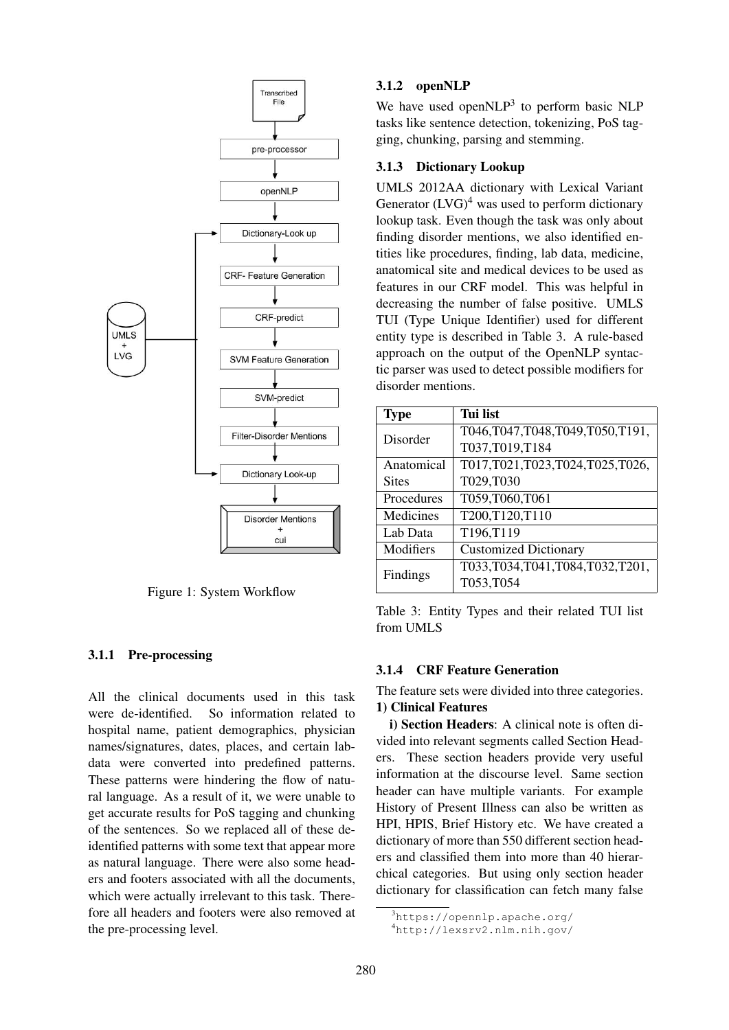Figure 1: System Workflow

#### 3.1.1 Pre-processing

All the clinical documents used in this task were de-identified. So information related to hospital name, patient demographics, physician names/signatures, dates, places, and certain lab-data were converted into predefined patterns. These patterns were hindering the flow of natural language. As a result of it, we were unable to get accurate results for PoS tagging and chunking of the sentences. So we replaced all of these de-identified patterns with some text that appear more as natural language. There were also some headers and footers associated with all the documents, which were actually irrelevant to this task. Therefore all headers and footers were also removed at the pre-processing level.

#### 3.1.2 openNLP

We have used openNLP[3] to perform basic NLP tasks like sentence detection, tokenizing, PoS tagging, chunking, parsing and stemming.

#### 3.1.3 Dictionary Lookup

UMLS 2012AA dictionary with Lexical Variant Generator (LVG)[4] was used to perform dictionary lookup task. Even though the task was only about finding disorder mentions, we also identified entities like procedures, finding, lab data, medicine, anatomical site and medical devices to be used as features in our CRF model. This was helpful in decreasing the number of false positive. UMLS TUI (Type Unique Identifier) used for different entity type is described in Table 3. A rule-based approach on the output of the OpenNLP syntactic parser was used to detect possible modifiers for disorder mentions.

| Type | Tui list |
|---|---|
| Disorder | T046,T047,T048,T049,T050,T191, T037,T019,T184 |
| Anatomical Sites | T017,T021,T023,T024,T025,T026, T029,T030 |
| Procedures | T059,T060,T061 |
| Medicines | T200,T120,T110 |
| Lab Data | T196,T119 |
| Modifiers | Customized Dictionary |
| Findings | T033,T034,T041,T084,T032,T201, T053,T054 |

Table 3: Entity Types and their related TUI list from UMLS

#### 3.1.4 CRF Feature Generation

The feature sets were divided into three categories.

**1) Clinical Features**

**i) Section Headers**: A clinical note is often divided into relevant segments called Section Headers. These section headers provide very useful information at the discourse level. Same section header can have multiple variants. For example History of Present Illness can also be written as HPI, HPIS, Brief History etc. We have created a dictionary of more than 550 different section headers and classified them into more than 40 hierarchical categories. But using only section header dictionary for classification can fetch many false

[3] https://opennlp.apache.org/

[4] http://lexsrv2.nlm.nih.gov/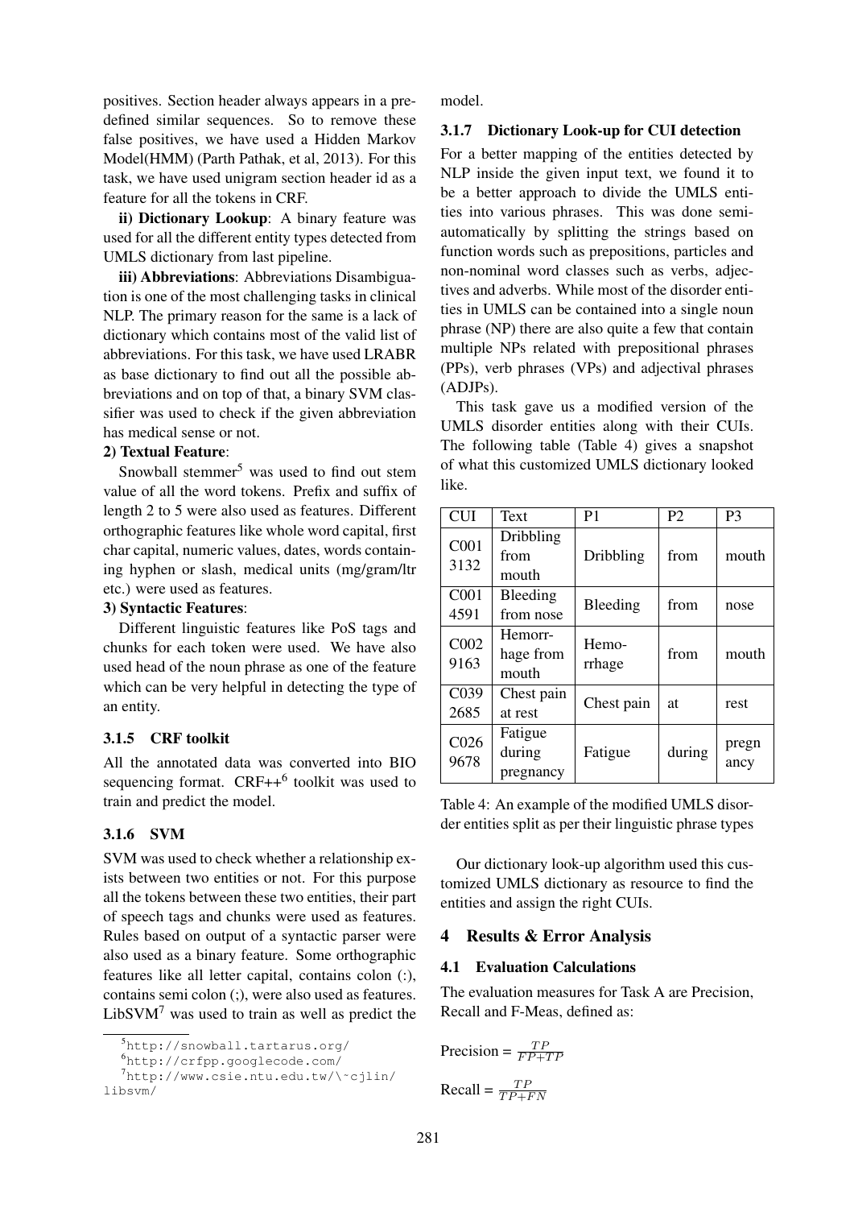positives. Section header always appears in a predefined similar sequences. So to remove these false positives, we have used a Hidden Markov Model(HMM) (Parth Pathak, et al, 2013). For this task, we have used unigram section header id as a feature for all the tokens in CRF.

**ii) Dictionary Lookup**: A binary feature was used for all the different entity types detected from UMLS dictionary from last pipeline.

**iii) Abbreviations**: Abbreviations Disambiguation is one of the most challenging tasks in clinical NLP. The primary reason for the same is a lack of dictionary which contains most of the valid list of abbreviations. For this task, we have used LRABR as base dictionary to find out all the possible abbreviations and on top of that, a binary SVM classifier was used to check if the given abbreviation has medical sense or not.

**2) Textual Feature**:

Snowball stemmer[5] was used to find out stem value of all the word tokens. Prefix and suffix of length 2 to 5 were also used as features. Different orthographic features like whole word capital, first char capital, numeric values, dates, words containing hyphen or slash, medical units (mg/gram/ltr etc.) were used as features.

**3) Syntactic Features**:

Different linguistic features like PoS tags and chunks for each token were used. We have also used head of the noun phrase as one of the feature which can be very helpful in detecting the type of an entity.

### 3.1.5 CRF toolkit

All the annotated data was converted into BIO sequencing format. CRF++[6] toolkit was used to train and predict the model.

### 3.1.6 SVM

SVM was used to check whether a relationship exists between two entities or not. For this purpose all the tokens between these two entities, their part of speech tags and chunks were used as features. Rules based on output of a syntactic parser were also used as a binary feature. Some orthographic features like all letter capital, contains colon (:), contains semi colon (;), were also used as features. LibSVM[7] was used to train as well as predict the model.

### 3.1.7 Dictionary Look-up for CUI detection

For a better mapping of the entities detected by NLP inside the given input text, we found it to be a better approach to divide the UMLS entities into various phrases. This was done semi-automatically by splitting the strings based on function words such as prepositions, particles and non-nominal word classes such as verbs, adjectives and adverbs. While most of the disorder entities in UMLS can be contained into a single noun phrase (NP) there are also quite a few that contain multiple NPs related with prepositional phrases (PPs), verb phrases (VPs) and adjectival phrases (ADJPs).

This task gave us a modified version of the UMLS disorder entities along with their CUIs. The following table (Table 4) gives a snapshot of what this customized UMLS dictionary looked like.

| CUI | Text | P1 | P2 | P3 |
|---|---|---|---|---|
| C0013132 | Dribbling from mouth | Dribbling | from | mouth |
| C0014591 | Bleeding from nose | Bleeding | from | nose |
| C0029163 | Hemorrhage from mouth | Hemorrhage | from | mouth |
| C0392685 | Chest pain at rest | Chest pain | at | rest |
| C0269678 | Fatigue during pregnancy | Fatigue | during | pregnancy |

Table 4: An example of the modified UMLS disorder entities split as per their linguistic phrase types

Our dictionary look-up algorithm used this customized UMLS dictionary as resource to find the entities and assign the right CUIs.

## 4 Results & Error Analysis

### 4.1 Evaluation Calculations

The evaluation measures for Task A are Precision, Recall and F-Meas, defined as:

Precision = $\frac{TP}{FP+TP}$

Recall = $\frac{TP}{TP+FN}$

[5] http://snowball.tartarus.org/

[6] http://crfpp.googlecode.com/

[7] http://www.csie.ntu.edu.tw/\~cjlin/libsvm/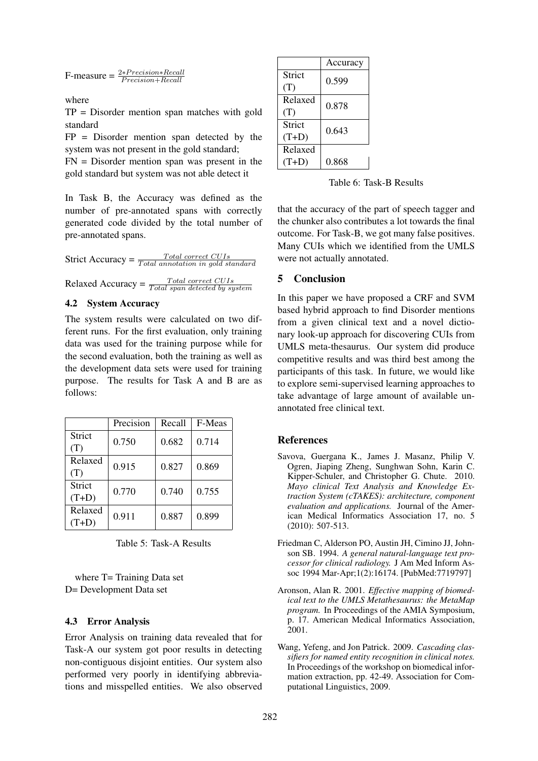$$\text{F-measure} = \frac{2 * Precision * Recall}{Precision + Recall}$$

where

TP = Disorder mention span matches with gold standard

FP = Disorder mention span detected by the system was not present in the gold standard;

FN = Disorder mention span was present in the gold standard but system was not able detect it

In Task B, the Accuracy was defined as the number of pre-annotated spans with correctly generated code divided by the total number of pre-annotated spans.

$$\text{Strict Accuracy} = \frac{Total\ correct\ CUIs}{Total\ annotation\ in\ gold\ standard}$$

$$\text{Relaxed Accuracy} = \frac{Total\ correct\ CUIs}{Total\ span\ detected\ by\ system}$$

### 4.2 System Accuracy

The system results were calculated on two different runs. For the first evaluation, only training data was used for the training purpose while for the second evaluation, both the training as well as the development data sets were used for training purpose. The results for Task A and B are as follows:

| | Precision | Recall | F-Meas |
|---|---|---|---|
| Strict (T) | 0.750 | 0.682 | 0.714 |
| Relaxed (T) | 0.915 | 0.827 | 0.869 |
| Strict (T+D) | 0.770 | 0.740 | 0.755 |
| Relaxed (T+D) | 0.911 | 0.887 | 0.899 |

Table 5: Task-A Results

where T= Training Data set
D= Development Data set

### 4.3 Error Analysis

Error Analysis on training data revealed that for Task-A our system got poor results in detecting non-contiguous disjoint entities. Our system also performed very poorly in identifying abbreviations and misspelled entities. We also observed that the accuracy of the part of speech tagger and the chunker also contributes a lot towards the final outcome. For Task-B, we got many false positives. Many CUIs which we identified from the UMLS were not actually annotated.

| | Accuracy |
|---|---|
| Strict (T) | 0.599 |
| Relaxed (T) | 0.878 |
| Strict (T+D) | 0.643 |
| Relaxed (T+D) | 0.868 |

Table 6: Task-B Results

## 5 Conclusion

In this paper we have proposed a CRF and SVM based hybrid approach to find Disorder mentions from a given clinical text and a novel dictionary look-up approach for discovering CUIs from UMLS meta-thesaurus. Our system did produce competitive results and was third best among the participants of this task. In future, we would like to explore semi-supervised learning approaches to take advantage of large amount of available unannotated free clinical text.

## References

Savova, Guergana K., James J. Masanz, Philip V. Ogren, Jiaping Zheng, Sunghwan Sohn, Karin C. Kipper-Schuler, and Christopher G. Chute. 2010. *Mayo clinical Text Analysis and Knowledge Extraction System (cTAKES): architecture, component evaluation and applications.* Journal of the American Medical Informatics Association 17, no. 5 (2010): 507-513.

Friedman C, Alderson PO, Austin JH, Cimino JJ, Johnson SB. 1994. *A general natural-language text processor for clinical radiology.* J Am Med Inform Assoc 1994 Mar-Apr;1(2):16174. [PubMed:7719797]

Aronson, Alan R. 2001. *Effective mapping of biomedical text to the UMLS Metathesaurus: the MetaMap program.* In Proceedings of the AMIA Symposium, p. 17. American Medical Informatics Association, 2001.

Wang, Yefeng, and Jon Patrick. 2009. *Cascading classifiers for named entity recognition in clinical notes.* In Proceedings of the workshop on biomedical information extraction, pp. 42-49. Association for Computational Linguistics, 2009.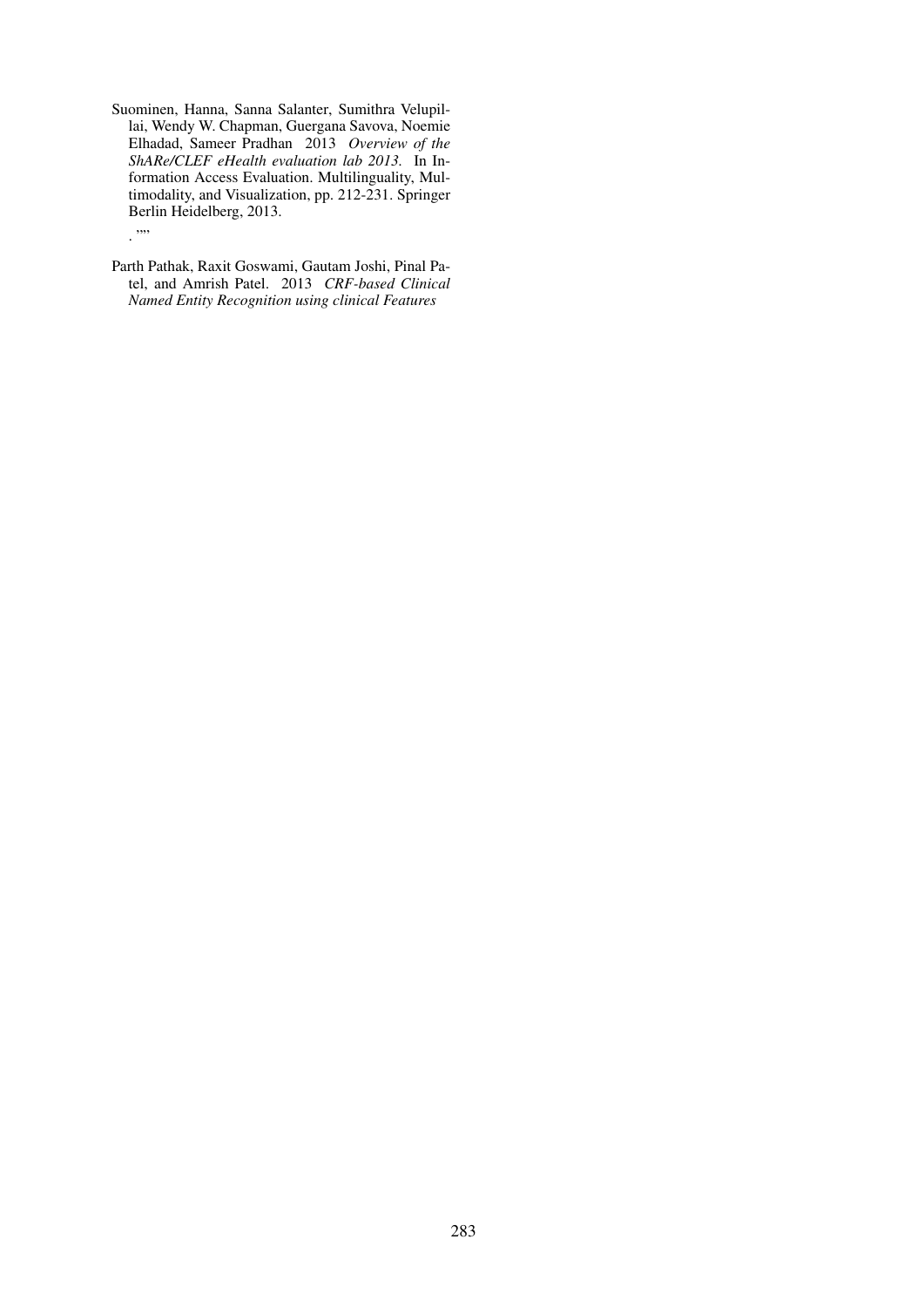Suominen, Hanna, Sanna Salanter, Sumithra Velupillai, Wendy W. Chapman, Guergana Savova, Noemie Elhadad, Sameer Pradhan 2013 *Overview of the ShARe/CLEF eHealth evaluation lab 2013.* In Information Access Evaluation. Multilinguality, Multimodality, and Visualization, pp. 212-231. Springer Berlin Heidelberg, 2013.
. ""

Parth Pathak, Raxit Goswami, Gautam Joshi, Pinal Patel, and Amrish Patel. 2013 *CRF-based Clinical Named Entity Recognition using clinical Features*